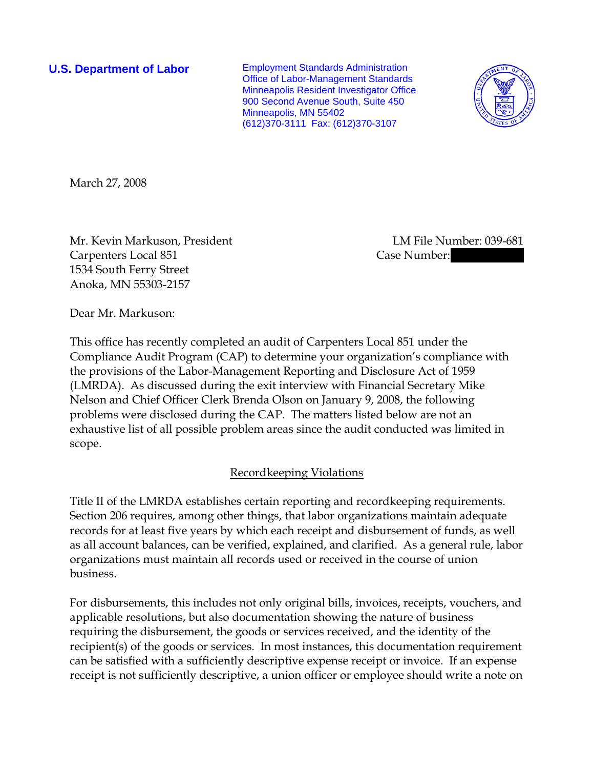**U.S. Department of Labor**

Employment Standards Administration
Office of Labor-Management Standards
Minneapolis Resident Investigator Office
900 Second Avenue South, Suite 450
Minneapolis, MN 55402
(612)370-3111 Fax: (612)370-3107

March 27, 2008

Mr. Kevin Markuson, President
Carpenters Local 851
1534 South Ferry Street
Anoka, MN 55303-2157

LM File Number: 039-681
Case Number:

Dear Mr. Markuson:

This office has recently completed an audit of Carpenters Local 851 under the Compliance Audit Program (CAP) to determine your organization's compliance with the provisions of the Labor-Management Reporting and Disclosure Act of 1959 (LMRDA). As discussed during the exit interview with Financial Secretary Mike Nelson and Chief Officer Clerk Brenda Olson on January 9, 2008, the following problems were disclosed during the CAP. The matters listed below are not an exhaustive list of all possible problem areas since the audit conducted was limited in scope.

<u>Recordkeeping Violations</u>

Title II of the LMRDA establishes certain reporting and recordkeeping requirements. Section 206 requires, among other things, that labor organizations maintain adequate records for at least five years by which each receipt and disbursement of funds, as well as all account balances, can be verified, explained, and clarified. As a general rule, labor organizations must maintain all records used or received in the course of union business.

For disbursements, this includes not only original bills, invoices, receipts, vouchers, and applicable resolutions, but also documentation showing the nature of business requiring the disbursement, the goods or services received, and the identity of the recipient(s) of the goods or services. In most instances, this documentation requirement can be satisfied with a sufficiently descriptive expense receipt or invoice. If an expense receipt is not sufficiently descriptive, a union officer or employee should write a note on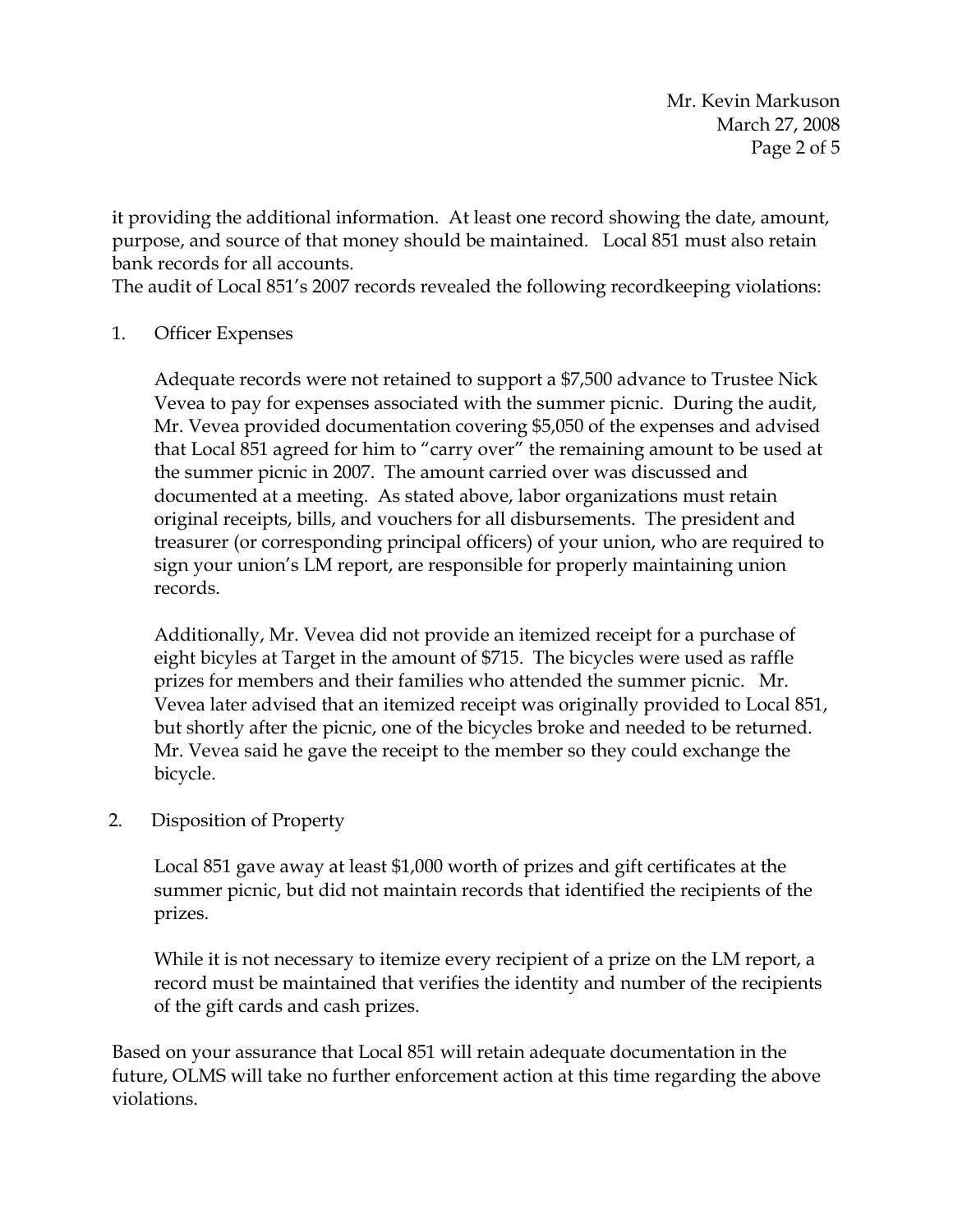it providing the additional information. At least one record showing the date, amount, purpose, and source of that money should be maintained. Local 851 must also retain bank records for all accounts.

The audit of Local 851's 2007 records revealed the following recordkeeping violations:

1. Officer Expenses

   Adequate records were not retained to support a $7,500 advance to Trustee Nick Vevea to pay for expenses associated with the summer picnic. During the audit, Mr. Vevea provided documentation covering $5,050 of the expenses and advised that Local 851 agreed for him to "carry over" the remaining amount to be used at the summer picnic in 2007. The amount carried over was discussed and documented at a meeting. As stated above, labor organizations must retain original receipts, bills, and vouchers for all disbursements. The president and treasurer (or corresponding principal officers) of your union, who are required to sign your union's LM report, are responsible for properly maintaining union records.

   Additionally, Mr. Vevea did not provide an itemized receipt for a purchase of eight bicyles at Target in the amount of $715. The bicycles were used as raffle prizes for members and their families who attended the summer picnic. Mr. Vevea later advised that an itemized receipt was originally provided to Local 851, but shortly after the picnic, one of the bicycles broke and needed to be returned. Mr. Vevea said he gave the receipt to the member so they could exchange the bicycle.

2. Disposition of Property

   Local 851 gave away at least $1,000 worth of prizes and gift certificates at the summer picnic, but did not maintain records that identified the recipients of the prizes.

   While it is not necessary to itemize every recipient of a prize on the LM report, a record must be maintained that verifies the identity and number of the recipients of the gift cards and cash prizes.

Based on your assurance that Local 851 will retain adequate documentation in the future, OLMS will take no further enforcement action at this time regarding the above violations.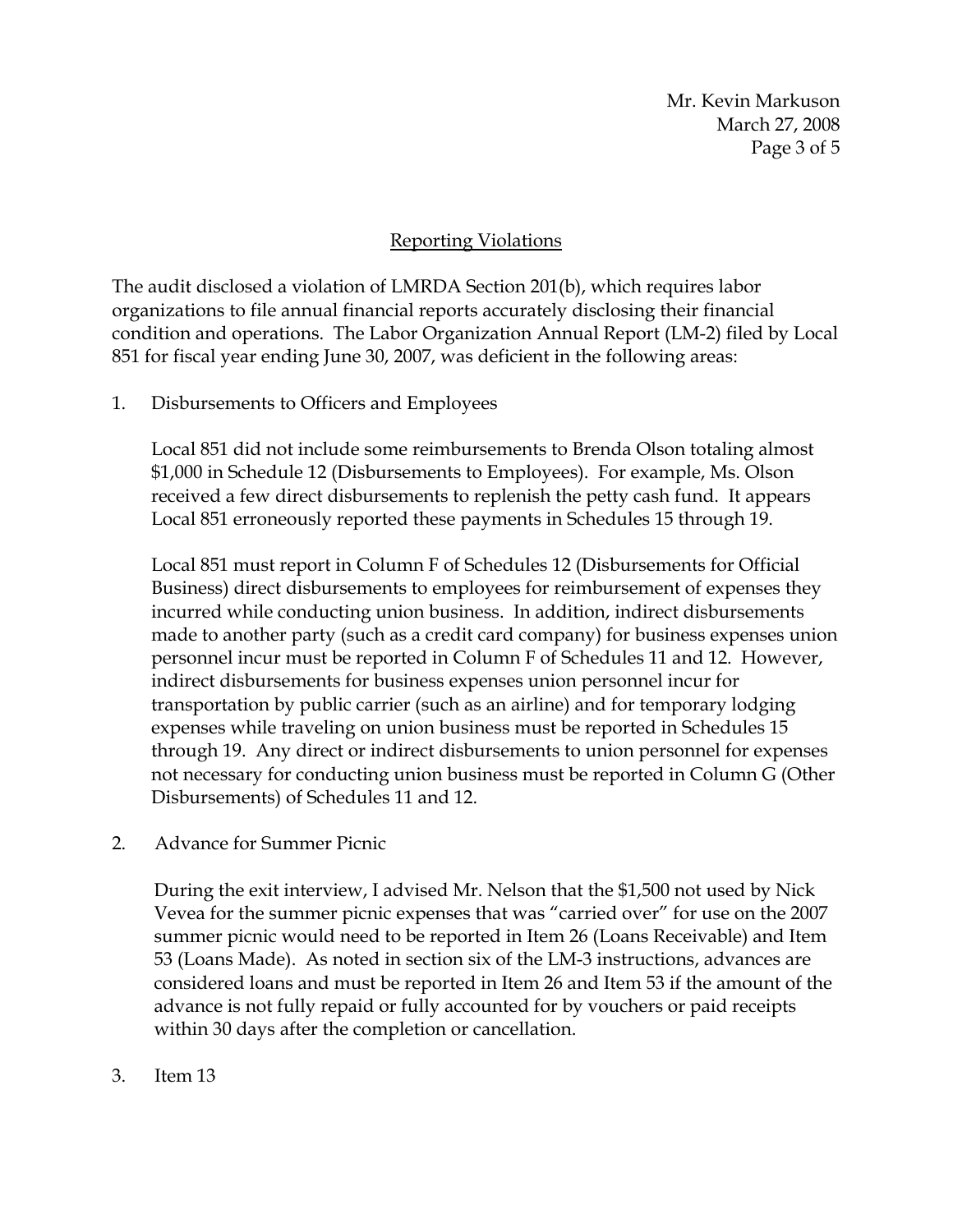## Reporting Violations

The audit disclosed a violation of LMRDA Section 201(b), which requires labor organizations to file annual financial reports accurately disclosing their financial condition and operations. The Labor Organization Annual Report (LM-2) filed by Local 851 for fiscal year ending June 30, 2007, was deficient in the following areas:

1. Disbursements to Officers and Employees

   Local 851 did not include some reimbursements to Brenda Olson totaling almost $1,000 in Schedule 12 (Disbursements to Employees). For example, Ms. Olson received a few direct disbursements to replenish the petty cash fund. It appears Local 851 erroneously reported these payments in Schedules 15 through 19.

   Local 851 must report in Column F of Schedules 12 (Disbursements for Official Business) direct disbursements to employees for reimbursement of expenses they incurred while conducting union business. In addition, indirect disbursements made to another party (such as a credit card company) for business expenses union personnel incur must be reported in Column F of Schedules 11 and 12. However, indirect disbursements for business expenses union personnel incur for transportation by public carrier (such as an airline) and for temporary lodging expenses while traveling on union business must be reported in Schedules 15 through 19. Any direct or indirect disbursements to union personnel for expenses not necessary for conducting union business must be reported in Column G (Other Disbursements) of Schedules 11 and 12.

2. Advance for Summer Picnic

   During the exit interview, I advised Mr. Nelson that the $1,500 not used by Nick Vevea for the summer picnic expenses that was "carried over" for use on the 2007 summer picnic would need to be reported in Item 26 (Loans Receivable) and Item 53 (Loans Made). As noted in section six of the LM-3 instructions, advances are considered loans and must be reported in Item 26 and Item 53 if the amount of the advance is not fully repaid or fully accounted for by vouchers or paid receipts within 30 days after the completion or cancellation.

3. Item 13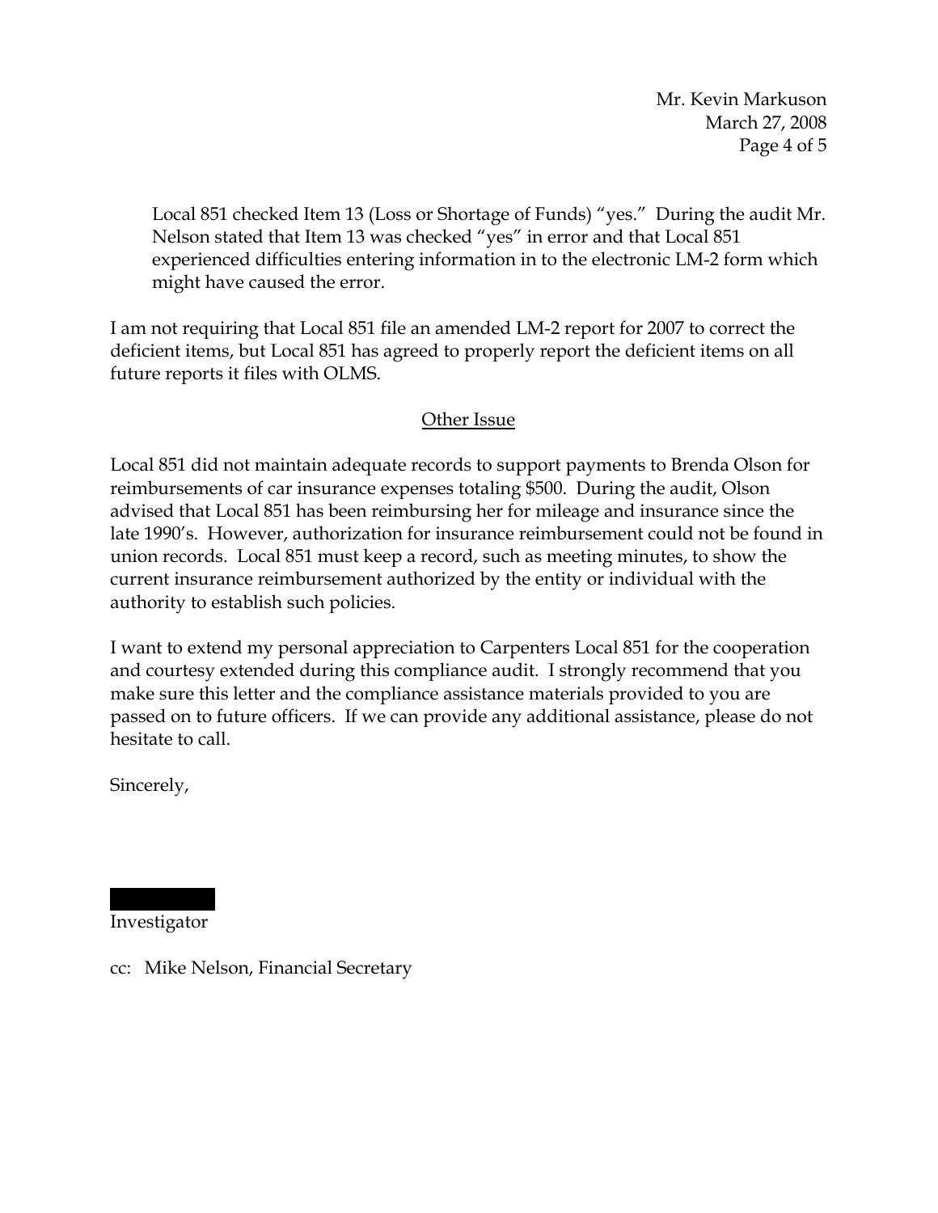Local 851 checked Item 13 (Loss or Shortage of Funds) "yes." During the audit Mr. Nelson stated that Item 13 was checked "yes" in error and that Local 851 experienced difficulties entering information in to the electronic LM-2 form which might have caused the error.

I am not requiring that Local 851 file an amended LM-2 report for 2007 to correct the deficient items, but Local 851 has agreed to properly report the deficient items on all future reports it files with OLMS.

## Other Issue

Local 851 did not maintain adequate records to support payments to Brenda Olson for reimbursements of car insurance expenses totaling $500. During the audit, Olson advised that Local 851 has been reimbursing her for mileage and insurance since the late 1990's. However, authorization for insurance reimbursement could not be found in union records. Local 851 must keep a record, such as meeting minutes, to show the current insurance reimbursement authorized by the entity or individual with the authority to establish such policies.

I want to extend my personal appreciation to Carpenters Local 851 for the cooperation and courtesy extended during this compliance audit. I strongly recommend that you make sure this letter and the compliance assistance materials provided to you are passed on to future officers. If we can provide any additional assistance, please do not hesitate to call.

Sincerely,

Investigator

cc: Mike Nelson, Financial Secretary